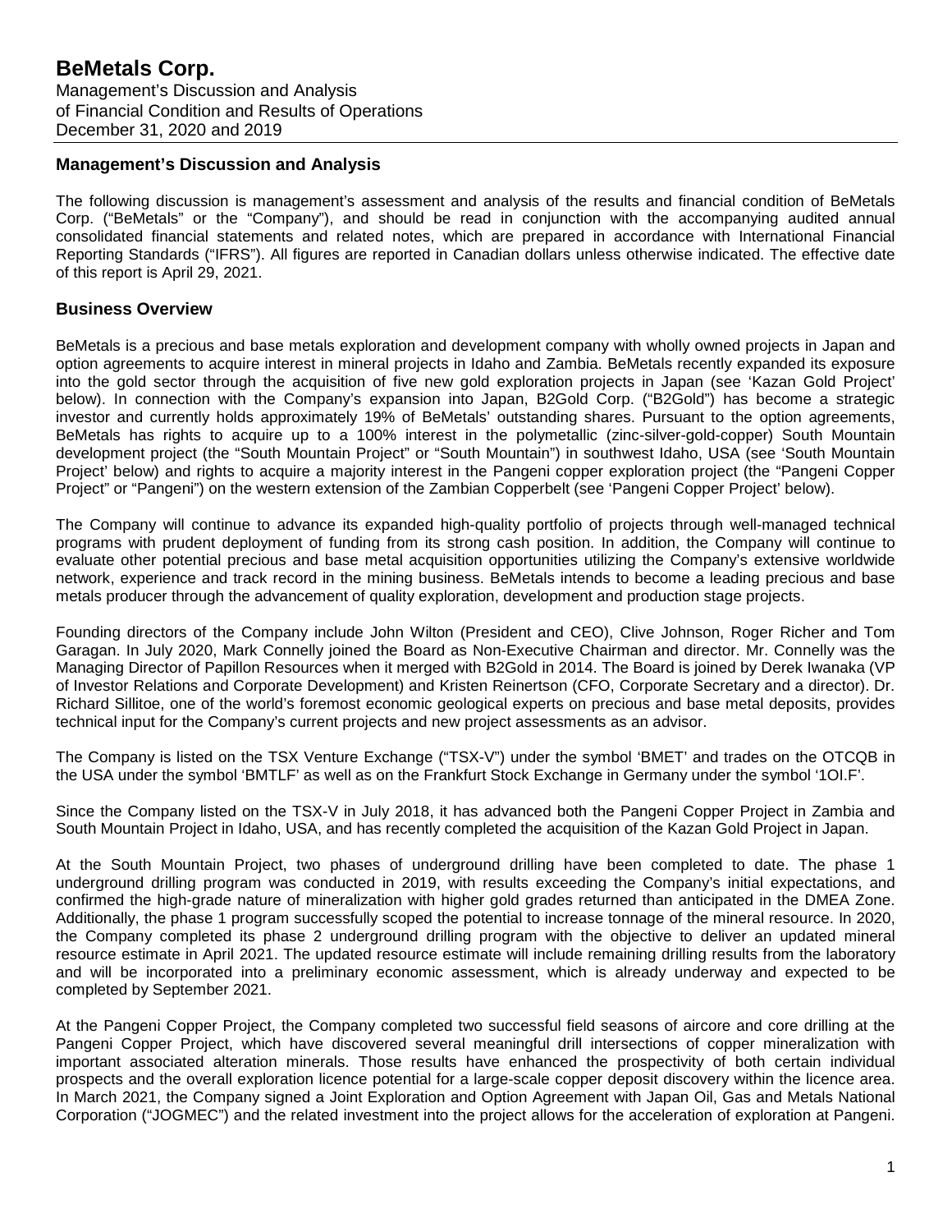# BeMetals Corp.

Management's Discussion and Analysis
of Financial Condition and Results of Operations
December 31, 2020 and 2019

## Management's Discussion and Analysis

The following discussion is management's assessment and analysis of the results and financial condition of BeMetals Corp. ("BeMetals" or the "Company"), and should be read in conjunction with the accompanying audited annual consolidated financial statements and related notes, which are prepared in accordance with International Financial Reporting Standards ("IFRS"). All figures are reported in Canadian dollars unless otherwise indicated. The effective date of this report is April 29, 2021.

## Business Overview

BeMetals is a precious and base metals exploration and development company with wholly owned projects in Japan and option agreements to acquire interest in mineral projects in Idaho and Zambia. BeMetals recently expanded its exposure into the gold sector through the acquisition of five new gold exploration projects in Japan (see 'Kazan Gold Project' below). In connection with the Company's expansion into Japan, B2Gold Corp. ("B2Gold") has become a strategic investor and currently holds approximately 19% of BeMetals' outstanding shares. Pursuant to the option agreements, BeMetals has rights to acquire up to a 100% interest in the polymetallic (zinc-silver-gold-copper) South Mountain development project (the "South Mountain Project" or "South Mountain") in southwest Idaho, USA (see 'South Mountain Project' below) and rights to acquire a majority interest in the Pangeni copper exploration project (the "Pangeni Copper Project" or "Pangeni") on the western extension of the Zambian Copperbelt (see 'Pangeni Copper Project' below).

The Company will continue to advance its expanded high-quality portfolio of projects through well-managed technical programs with prudent deployment of funding from its strong cash position. In addition, the Company will continue to evaluate other potential precious and base metal acquisition opportunities utilizing the Company's extensive worldwide network, experience and track record in the mining business. BeMetals intends to become a leading precious and base metals producer through the advancement of quality exploration, development and production stage projects.

Founding directors of the Company include John Wilton (President and CEO), Clive Johnson, Roger Richer and Tom Garagan. In July 2020, Mark Connelly joined the Board as Non-Executive Chairman and director. Mr. Connelly was the Managing Director of Papillon Resources when it merged with B2Gold in 2014. The Board is joined by Derek Iwanaka (VP of Investor Relations and Corporate Development) and Kristen Reinertson (CFO, Corporate Secretary and a director). Dr. Richard Sillitoe, one of the world's foremost economic geological experts on precious and base metal deposits, provides technical input for the Company's current projects and new project assessments as an advisor.

The Company is listed on the TSX Venture Exchange ("TSX-V") under the symbol 'BMET' and trades on the OTCQB in the USA under the symbol 'BMTLF' as well as on the Frankfurt Stock Exchange in Germany under the symbol '1OI.F'.

Since the Company listed on the TSX-V in July 2018, it has advanced both the Pangeni Copper Project in Zambia and South Mountain Project in Idaho, USA, and has recently completed the acquisition of the Kazan Gold Project in Japan.

At the South Mountain Project, two phases of underground drilling have been completed to date. The phase 1 underground drilling program was conducted in 2019, with results exceeding the Company's initial expectations, and confirmed the high-grade nature of mineralization with higher gold grades returned than anticipated in the DMEA Zone. Additionally, the phase 1 program successfully scoped the potential to increase tonnage of the mineral resource. In 2020, the Company completed its phase 2 underground drilling program with the objective to deliver an updated mineral resource estimate in April 2021. The updated resource estimate will include remaining drilling results from the laboratory and will be incorporated into a preliminary economic assessment, which is already underway and expected to be completed by September 2021.

At the Pangeni Copper Project, the Company completed two successful field seasons of aircore and core drilling at the Pangeni Copper Project, which have discovered several meaningful drill intersections of copper mineralization with important associated alteration minerals. Those results have enhanced the prospectivity of both certain individual prospects and the overall exploration licence potential for a large-scale copper deposit discovery within the licence area. In March 2021, the Company signed a Joint Exploration and Option Agreement with Japan Oil, Gas and Metals National Corporation ("JOGMEC") and the related investment into the project allows for the acceleration of exploration at Pangeni.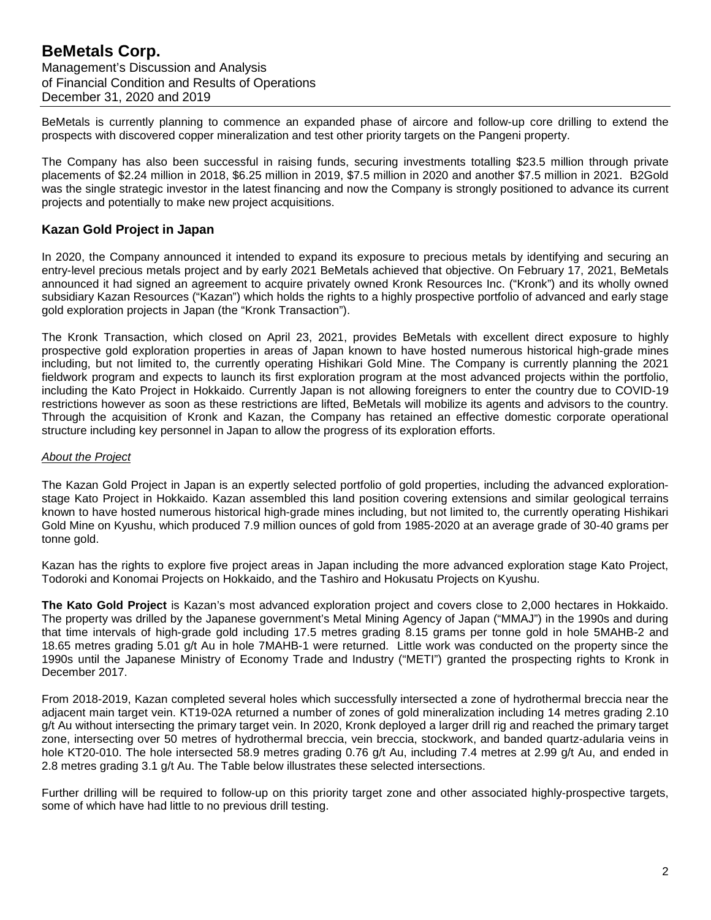BeMetals is currently planning to commence an expanded phase of aircore and follow-up core drilling to extend the prospects with discovered copper mineralization and test other priority targets on the Pangeni property.

The Company has also been successful in raising funds, securing investments totalling $23.5 million through private placements of $2.24 million in 2018, $6.25 million in 2019, $7.5 million in 2020 and another $7.5 million in 2021. B2Gold was the single strategic investor in the latest financing and now the Company is strongly positioned to advance its current projects and potentially to make new project acquisitions.

## Kazan Gold Project in Japan

In 2020, the Company announced it intended to expand its exposure to precious metals by identifying and securing an entry-level precious metals project and by early 2021 BeMetals achieved that objective. On February 17, 2021, BeMetals announced it had signed an agreement to acquire privately owned Kronk Resources Inc. ("Kronk") and its wholly owned subsidiary Kazan Resources ("Kazan") which holds the rights to a highly prospective portfolio of advanced and early stage gold exploration projects in Japan (the "Kronk Transaction").

The Kronk Transaction, which closed on April 23, 2021, provides BeMetals with excellent direct exposure to highly prospective gold exploration properties in areas of Japan known to have hosted numerous historical high-grade mines including, but not limited to, the currently operating Hishikari Gold Mine. The Company is currently planning the 2021 fieldwork program and expects to launch its first exploration program at the most advanced projects within the portfolio, including the Kato Project in Hokkaido. Currently Japan is not allowing foreigners to enter the country due to COVID-19 restrictions however as soon as these restrictions are lifted, BeMetals will mobilize its agents and advisors to the country. Through the acquisition of Kronk and Kazan, the Company has retained an effective domestic corporate operational structure including key personnel in Japan to allow the progress of its exploration efforts.

*About the Project*

The Kazan Gold Project in Japan is an expertly selected portfolio of gold properties, including the advanced exploration-stage Kato Project in Hokkaido. Kazan assembled this land position covering extensions and similar geological terrains known to have hosted numerous historical high-grade mines including, but not limited to, the currently operating Hishikari Gold Mine on Kyushu, which produced 7.9 million ounces of gold from 1985-2020 at an average grade of 30-40 grams per tonne gold.

Kazan has the rights to explore five project areas in Japan including the more advanced exploration stage Kato Project, Todoroki and Konomai Projects on Hokkaido, and the Tashiro and Hokusatu Projects on Kyushu.

**The Kato Gold Project** is Kazan's most advanced exploration project and covers close to 2,000 hectares in Hokkaido. The property was drilled by the Japanese government's Metal Mining Agency of Japan ("MMAJ") in the 1990s and during that time intervals of high-grade gold including 17.5 metres grading 8.15 grams per tonne gold in hole 5MAHB-2 and 18.65 metres grading 5.01 g/t Au in hole 7MAHB-1 were returned. Little work was conducted on the property since the 1990s until the Japanese Ministry of Economy Trade and Industry ("METI") granted the prospecting rights to Kronk in December 2017.

From 2018-2019, Kazan completed several holes which successfully intersected a zone of hydrothermal breccia near the adjacent main target vein. KT19-02A returned a number of zones of gold mineralization including 14 metres grading 2.10 g/t Au without intersecting the primary target vein. In 2020, Kronk deployed a larger drill rig and reached the primary target zone, intersecting over 50 metres of hydrothermal breccia, vein breccia, stockwork, and banded quartz-adularia veins in hole KT20-010. The hole intersected 58.9 metres grading 0.76 g/t Au, including 7.4 metres at 2.99 g/t Au, and ended in 2.8 metres grading 3.1 g/t Au. The Table below illustrates these selected intersections.

Further drilling will be required to follow-up on this priority target zone and other associated highly-prospective targets, some of which have had little to no previous drill testing.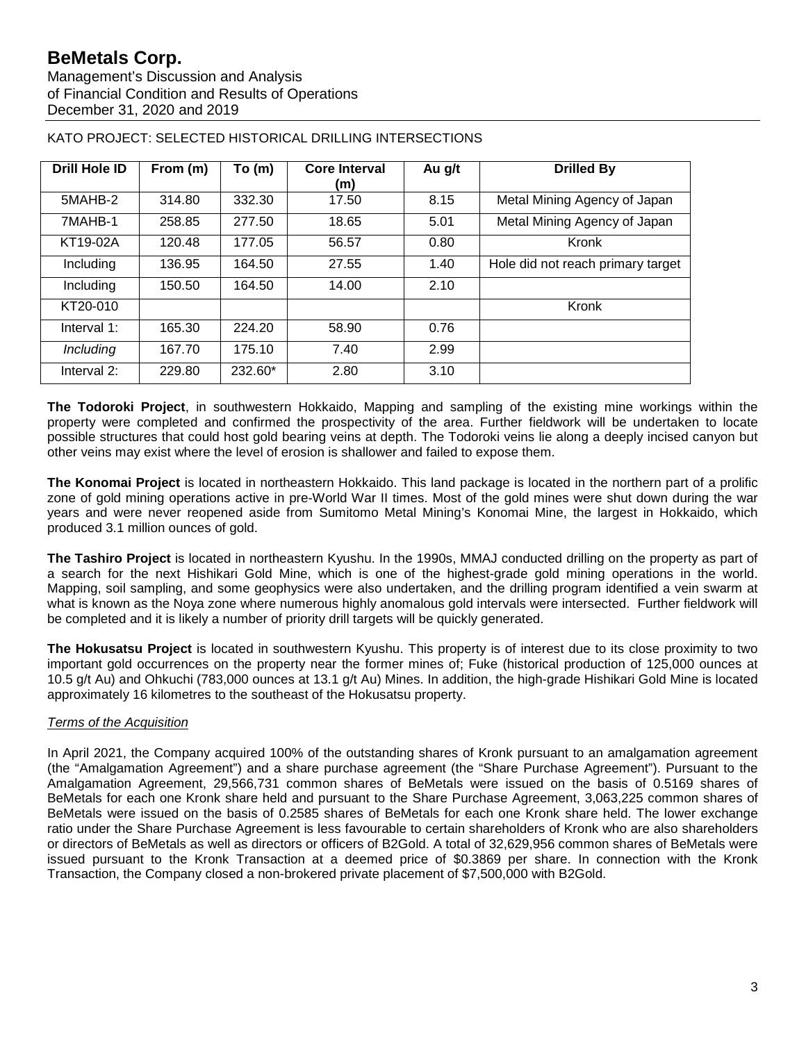KATO PROJECT: SELECTED HISTORICAL DRILLING INTERSECTIONS

| Drill Hole ID | From (m) | To (m) | Core Interval (m) | Au g/t | Drilled By |
|---|---|---|---|---|---|
| 5MAHB-2 | 314.80 | 332.30 | 17.50 | 8.15 | Metal Mining Agency of Japan |
| 7MAHB-1 | 258.85 | 277.50 | 18.65 | 5.01 | Metal Mining Agency of Japan |
| KT19-02A | 120.48 | 177.05 | 56.57 | 0.80 | Kronk |
| Including | 136.95 | 164.50 | 27.55 | 1.40 | Hole did not reach primary target |
| Including | 150.50 | 164.50 | 14.00 | 2.10 | |
| KT20-010 | | | | | Kronk |
| Interval 1: | 165.30 | 224.20 | 58.90 | 0.76 | |
| *Including* | 167.70 | 175.10 | 7.40 | 2.99 | |
| Interval 2: | 229.80 | 232.60* | 2.80 | 3.10 | |

**The Todoroki Project**, in southwestern Hokkaido, Mapping and sampling of the existing mine workings within the property were completed and confirmed the prospectivity of the area. Further fieldwork will be undertaken to locate possible structures that could host gold bearing veins at depth. The Todoroki veins lie along a deeply incised canyon but other veins may exist where the level of erosion is shallower and failed to expose them.

**The Konomai Project** is located in northeastern Hokkaido. This land package is located in the northern part of a prolific zone of gold mining operations active in pre-World War II times. Most of the gold mines were shut down during the war years and were never reopened aside from Sumitomo Metal Mining's Konomai Mine, the largest in Hokkaido, which produced 3.1 million ounces of gold.

**The Tashiro Project** is located in northeastern Kyushu. In the 1990s, MMAJ conducted drilling on the property as part of a search for the next Hishikari Gold Mine, which is one of the highest-grade gold mining operations in the world. Mapping, soil sampling, and some geophysics were also undertaken, and the drilling program identified a vein swarm at what is known as the Noya zone where numerous highly anomalous gold intervals were intersected. Further fieldwork will be completed and it is likely a number of priority drill targets will be quickly generated.

**The Hokusatsu Project** is located in southwestern Kyushu. This property is of interest due to its close proximity to two important gold occurrences on the property near the former mines of; Fuke (historical production of 125,000 ounces at 10.5 g/t Au) and Ohkuchi (783,000 ounces at 13.1 g/t Au) Mines. In addition, the high-grade Hishikari Gold Mine is located approximately 16 kilometres to the southeast of the Hokusatsu property.

*Terms of the Acquisition*

In April 2021, the Company acquired 100% of the outstanding shares of Kronk pursuant to an amalgamation agreement (the "Amalgamation Agreement") and a share purchase agreement (the "Share Purchase Agreement"). Pursuant to the Amalgamation Agreement, 29,566,731 common shares of BeMetals were issued on the basis of 0.5169 shares of BeMetals for each one Kronk share held and pursuant to the Share Purchase Agreement, 3,063,225 common shares of BeMetals were issued on the basis of 0.2585 shares of BeMetals for each one Kronk share held. The lower exchange ratio under the Share Purchase Agreement is less favourable to certain shareholders of Kronk who are also shareholders or directors of BeMetals as well as directors or officers of B2Gold. A total of 32,629,956 common shares of BeMetals were issued pursuant to the Kronk Transaction at a deemed price of $0.3869 per share. In connection with the Kronk Transaction, the Company closed a non-brokered private placement of $7,500,000 with B2Gold.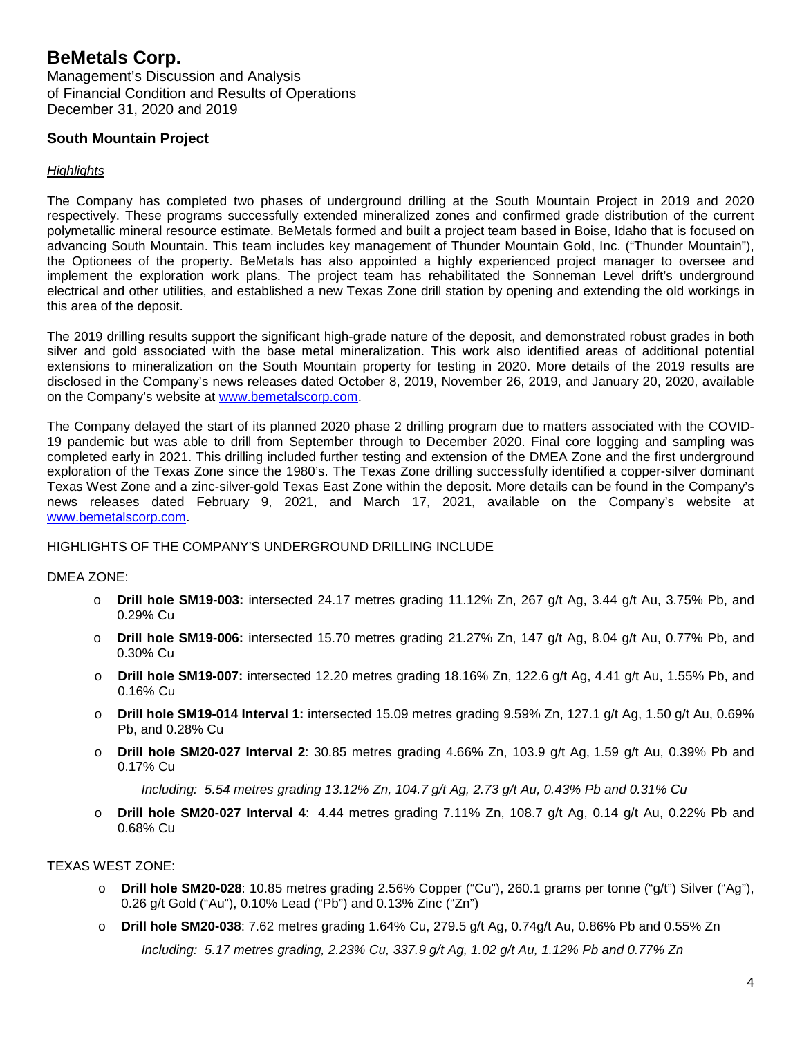## South Mountain Project

*Highlights*

The Company has completed two phases of underground drilling at the South Mountain Project in 2019 and 2020 respectively. These programs successfully extended mineralized zones and confirmed grade distribution of the current polymetallic mineral resource estimate. BeMetals formed and built a project team based in Boise, Idaho that is focused on advancing South Mountain. This team includes key management of Thunder Mountain Gold, Inc. ("Thunder Mountain"), the Optionees of the property. BeMetals has also appointed a highly experienced project manager to oversee and implement the exploration work plans. The project team has rehabilitated the Sonneman Level drift's underground electrical and other utilities, and established a new Texas Zone drill station by opening and extending the old workings in this area of the deposit.

The 2019 drilling results support the significant high-grade nature of the deposit, and demonstrated robust grades in both silver and gold associated with the base metal mineralization. This work also identified areas of additional potential extensions to mineralization on the South Mountain property for testing in 2020. More details of the 2019 results are disclosed in the Company's news releases dated October 8, 2019, November 26, 2019, and January 20, 2020, available on the Company's website at www.bemetalscorp.com.

The Company delayed the start of its planned 2020 phase 2 drilling program due to matters associated with the COVID-19 pandemic but was able to drill from September through to December 2020. Final core logging and sampling was completed early in 2021. This drilling included further testing and extension of the DMEA Zone and the first underground exploration of the Texas Zone since the 1980's. The Texas Zone drilling successfully identified a copper-silver dominant Texas West Zone and a zinc-silver-gold Texas East Zone within the deposit. More details can be found in the Company's news releases dated February 9, 2021, and March 17, 2021, available on the Company's website at www.bemetalscorp.com.

HIGHLIGHTS OF THE COMPANY'S UNDERGROUND DRILLING INCLUDE

DMEA ZONE:

- **Drill hole SM19-003:** intersected 24.17 metres grading 11.12% Zn, 267 g/t Ag, 3.44 g/t Au, 3.75% Pb, and 0.29% Cu
- **Drill hole SM19-006:** intersected 15.70 metres grading 21.27% Zn, 147 g/t Ag, 8.04 g/t Au, 0.77% Pb, and 0.30% Cu
- **Drill hole SM19-007:** intersected 12.20 metres grading 18.16% Zn, 122.6 g/t Ag, 4.41 g/t Au, 1.55% Pb, and 0.16% Cu
- **Drill hole SM19-014 Interval 1:** intersected 15.09 metres grading 9.59% Zn, 127.1 g/t Ag, 1.50 g/t Au, 0.69% Pb, and 0.28% Cu
- **Drill hole SM20-027 Interval 2**: 30.85 metres grading 4.66% Zn, 103.9 g/t Ag, 1.59 g/t Au, 0.39% Pb and 0.17% Cu

  *Including: 5.54 metres grading 13.12% Zn, 104.7 g/t Ag, 2.73 g/t Au, 0.43% Pb and 0.31% Cu*

- **Drill hole SM20-027 Interval 4**: 4.44 metres grading 7.11% Zn, 108.7 g/t Ag, 0.14 g/t Au, 0.22% Pb and 0.68% Cu

TEXAS WEST ZONE:

- **Drill hole SM20-028**: 10.85 metres grading 2.56% Copper ("Cu"), 260.1 grams per tonne ("g/t") Silver ("Ag"), 0.26 g/t Gold ("Au"), 0.10% Lead ("Pb") and 0.13% Zinc ("Zn")
- **Drill hole SM20-038**: 7.62 metres grading 1.64% Cu, 279.5 g/t Ag, 0.74g/t Au, 0.86% Pb and 0.55% Zn

  *Including: 5.17 metres grading, 2.23% Cu, 337.9 g/t Ag, 1.02 g/t Au, 1.12% Pb and 0.77% Zn*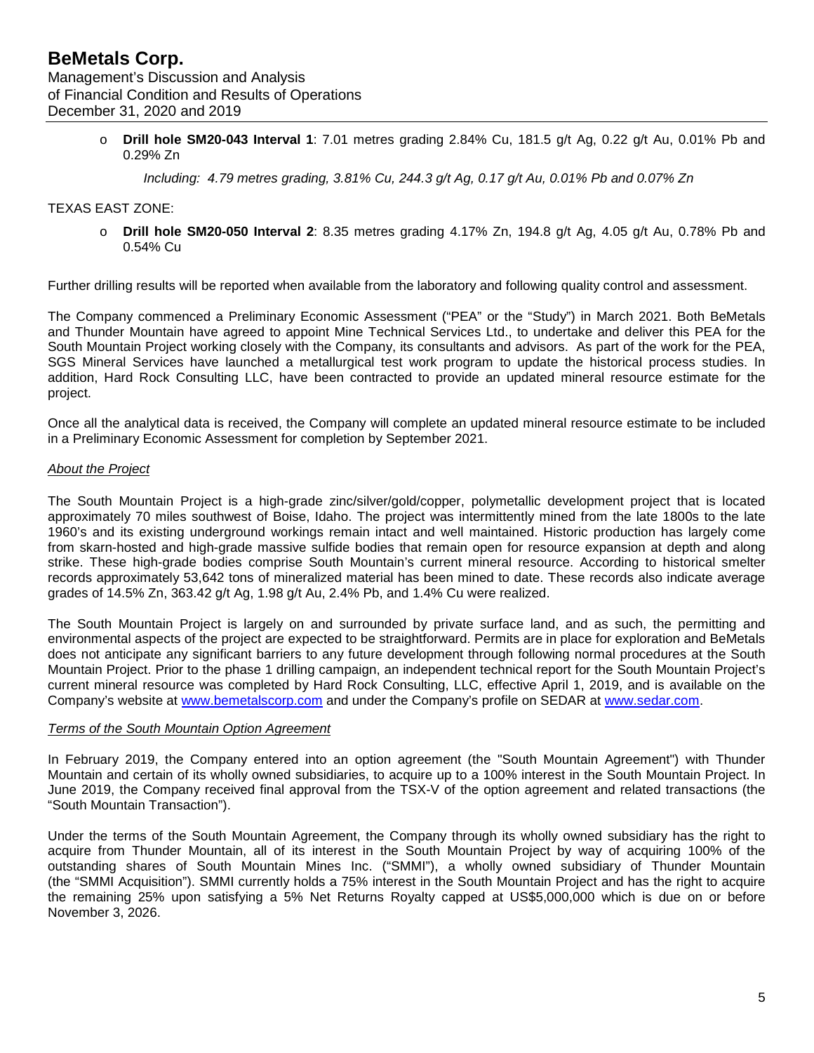- **Drill hole SM20-043 Interval 1**: 7.01 metres grading 2.84% Cu, 181.5 g/t Ag, 0.22 g/t Au, 0.01% Pb and 0.29% Zn

  *Including: 4.79 metres grading, 3.81% Cu, 244.3 g/t Ag, 0.17 g/t Au, 0.01% Pb and 0.07% Zn*

TEXAS EAST ZONE:

- **Drill hole SM20-050 Interval 2**: 8.35 metres grading 4.17% Zn, 194.8 g/t Ag, 4.05 g/t Au, 0.78% Pb and 0.54% Cu

Further drilling results will be reported when available from the laboratory and following quality control and assessment.

The Company commenced a Preliminary Economic Assessment ("PEA" or the "Study") in March 2021. Both BeMetals and Thunder Mountain have agreed to appoint Mine Technical Services Ltd., to undertake and deliver this PEA for the South Mountain Project working closely with the Company, its consultants and advisors. As part of the work for the PEA, SGS Mineral Services have launched a metallurgical test work program to update the historical process studies. In addition, Hard Rock Consulting LLC, have been contracted to provide an updated mineral resource estimate for the project.

Once all the analytical data is received, the Company will complete an updated mineral resource estimate to be included in a Preliminary Economic Assessment for completion by September 2021.

*About the Project*

The South Mountain Project is a high-grade zinc/silver/gold/copper, polymetallic development project that is located approximately 70 miles southwest of Boise, Idaho. The project was intermittently mined from the late 1800s to the late 1960's and its existing underground workings remain intact and well maintained. Historic production has largely come from skarn-hosted and high-grade massive sulfide bodies that remain open for resource expansion at depth and along strike. These high-grade bodies comprise South Mountain's current mineral resource. According to historical smelter records approximately 53,642 tons of mineralized material has been mined to date. These records also indicate average grades of 14.5% Zn, 363.42 g/t Ag, 1.98 g/t Au, 2.4% Pb, and 1.4% Cu were realized.

The South Mountain Project is largely on and surrounded by private surface land, and as such, the permitting and environmental aspects of the project are expected to be straightforward. Permits are in place for exploration and BeMetals does not anticipate any significant barriers to any future development through following normal procedures at the South Mountain Project. Prior to the phase 1 drilling campaign, an independent technical report for the South Mountain Project's current mineral resource was completed by Hard Rock Consulting, LLC, effective April 1, 2019, and is available on the Company's website at www.bemetalscorp.com and under the Company's profile on SEDAR at www.sedar.com.

*Terms of the South Mountain Option Agreement*

In February 2019, the Company entered into an option agreement (the "South Mountain Agreement") with Thunder Mountain and certain of its wholly owned subsidiaries, to acquire up to a 100% interest in the South Mountain Project. In June 2019, the Company received final approval from the TSX-V of the option agreement and related transactions (the "South Mountain Transaction").

Under the terms of the South Mountain Agreement, the Company through its wholly owned subsidiary has the right to acquire from Thunder Mountain, all of its interest in the South Mountain Project by way of acquiring 100% of the outstanding shares of South Mountain Mines Inc. ("SMMI"), a wholly owned subsidiary of Thunder Mountain (the "SMMI Acquisition"). SMMI currently holds a 75% interest in the South Mountain Project and has the right to acquire the remaining 25% upon satisfying a 5% Net Returns Royalty capped at US$5,000,000 which is due on or before November 3, 2026.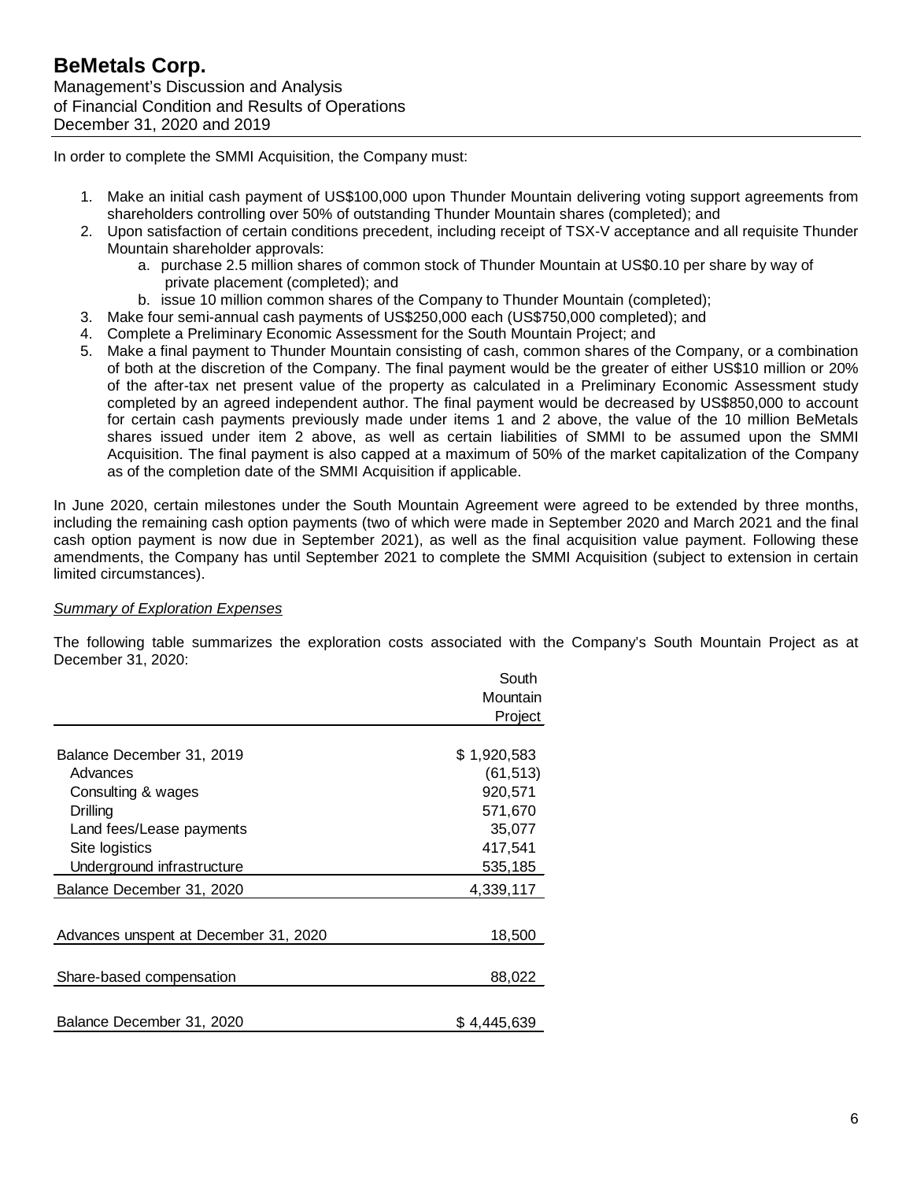In order to complete the SMMI Acquisition, the Company must:

1. Make an initial cash payment of US$100,000 upon Thunder Mountain delivering voting support agreements from shareholders controlling over 50% of outstanding Thunder Mountain shares (completed); and
2. Upon satisfaction of certain conditions precedent, including receipt of TSX-V acceptance and all requisite Thunder Mountain shareholder approvals:
   a. purchase 2.5 million shares of common stock of Thunder Mountain at US$0.10 per share by way of private placement (completed); and
   b. issue 10 million common shares of the Company to Thunder Mountain (completed);
3. Make four semi-annual cash payments of US$250,000 each (US$750,000 completed); and
4. Complete a Preliminary Economic Assessment for the South Mountain Project; and
5. Make a final payment to Thunder Mountain consisting of cash, common shares of the Company, or a combination of both at the discretion of the Company. The final payment would be the greater of either US$10 million or 20% of the after-tax net present value of the property as calculated in a Preliminary Economic Assessment study completed by an agreed independent author. The final payment would be decreased by US$850,000 to account for certain cash payments previously made under items 1 and 2 above, the value of the 10 million BeMetals shares issued under item 2 above, as well as certain liabilities of SMMI to be assumed upon the SMMI Acquisition. The final payment is also capped at a maximum of 50% of the market capitalization of the Company as of the completion date of the SMMI Acquisition if applicable.

In June 2020, certain milestones under the South Mountain Agreement were agreed to be extended by three months, including the remaining cash option payments (two of which were made in September 2020 and March 2021 and the final cash option payment is now due in September 2021), as well as the final acquisition value payment. Following these amendments, the Company has until September 2021 to complete the SMMI Acquisition (subject to extension in certain limited circumstances).

*Summary of Exploration Expenses*

The following table summarizes the exploration costs associated with the Company's South Mountain Project as at December 31, 2020:

| | South Mountain Project |
|---|---|
| Balance December 31, 2019 | $ 1,920,583 |
| Advances | (61,513) |
| Consulting & wages | 920,571 |
| Drilling | 571,670 |
| Land fees/Lease payments | 35,077 |
| Site logistics | 417,541 |
| Underground infrastructure | 535,185 |
| Balance December 31, 2020 | 4,339,117 |
| Advances unspent at December 31, 2020 | 18,500 |
| Share-based compensation | 88,022 |
| Balance December 31, 2020 | $ 4,445,639 |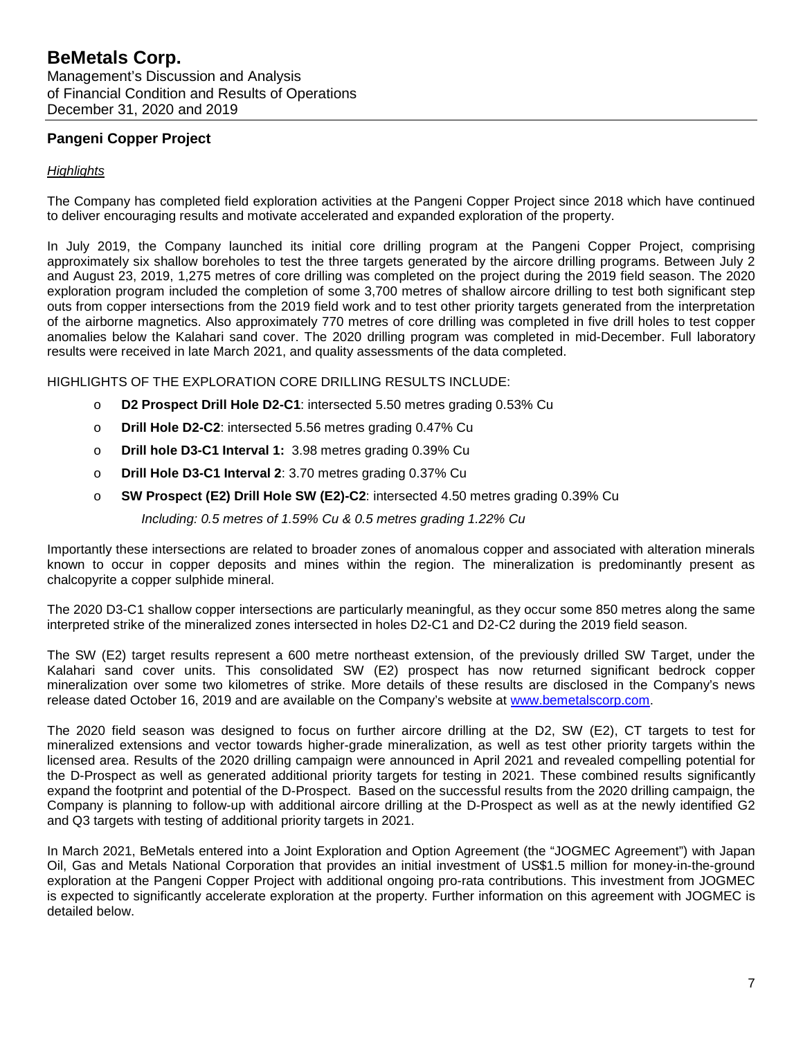## Pangeni Copper Project

### *Highlights*

The Company has completed field exploration activities at the Pangeni Copper Project since 2018 which have continued to deliver encouraging results and motivate accelerated and expanded exploration of the property.

In July 2019, the Company launched its initial core drilling program at the Pangeni Copper Project, comprising approximately six shallow boreholes to test the three targets generated by the aircore drilling programs. Between July 2 and August 23, 2019, 1,275 metres of core drilling was completed on the project during the 2019 field season. The 2020 exploration program included the completion of some 3,700 metres of shallow aircore drilling to test both significant step outs from copper intersections from the 2019 field work and to test other priority targets generated from the interpretation of the airborne magnetics. Also approximately 770 metres of core drilling was completed in five drill holes to test copper anomalies below the Kalahari sand cover. The 2020 drilling program was completed in mid-December. Full laboratory results were received in late March 2021, and quality assessments of the data completed.

HIGHLIGHTS OF THE EXPLORATION CORE DRILLING RESULTS INCLUDE:

- **D2 Prospect Drill Hole D2-C1**: intersected 5.50 metres grading 0.53% Cu
- **Drill Hole D2-C2**: intersected 5.56 metres grading 0.47% Cu
- **Drill hole D3-C1 Interval 1:** 3.98 metres grading 0.39% Cu
- **Drill Hole D3-C1 Interval 2**: 3.70 metres grading 0.37% Cu
- **SW Prospect (E2) Drill Hole SW (E2)-C2**: intersected 4.50 metres grading 0.39% Cu

  *Including: 0.5 metres of 1.59% Cu & 0.5 metres grading 1.22% Cu*

Importantly these intersections are related to broader zones of anomalous copper and associated with alteration minerals known to occur in copper deposits and mines within the region. The mineralization is predominantly present as chalcopyrite a copper sulphide mineral.

The 2020 D3-C1 shallow copper intersections are particularly meaningful, as they occur some 850 metres along the same interpreted strike of the mineralized zones intersected in holes D2-C1 and D2-C2 during the 2019 field season.

The SW (E2) target results represent a 600 metre northeast extension, of the previously drilled SW Target, under the Kalahari sand cover units. This consolidated SW (E2) prospect has now returned significant bedrock copper mineralization over some two kilometres of strike. More details of these results are disclosed in the Company's news release dated October 16, 2019 and are available on the Company's website at www.bemetalscorp.com.

The 2020 field season was designed to focus on further aircore drilling at the D2, SW (E2), CT targets to test for mineralized extensions and vector towards higher-grade mineralization, as well as test other priority targets within the licensed area. Results of the 2020 drilling campaign were announced in April 2021 and revealed compelling potential for the D-Prospect as well as generated additional priority targets for testing in 2021. These combined results significantly expand the footprint and potential of the D-Prospect. Based on the successful results from the 2020 drilling campaign, the Company is planning to follow-up with additional aircore drilling at the D-Prospect as well as at the newly identified G2 and Q3 targets with testing of additional priority targets in 2021.

In March 2021, BeMetals entered into a Joint Exploration and Option Agreement (the "JOGMEC Agreement") with Japan Oil, Gas and Metals National Corporation that provides an initial investment of US$1.5 million for money-in-the-ground exploration at the Pangeni Copper Project with additional ongoing pro-rata contributions. This investment from JOGMEC is expected to significantly accelerate exploration at the property. Further information on this agreement with JOGMEC is detailed below.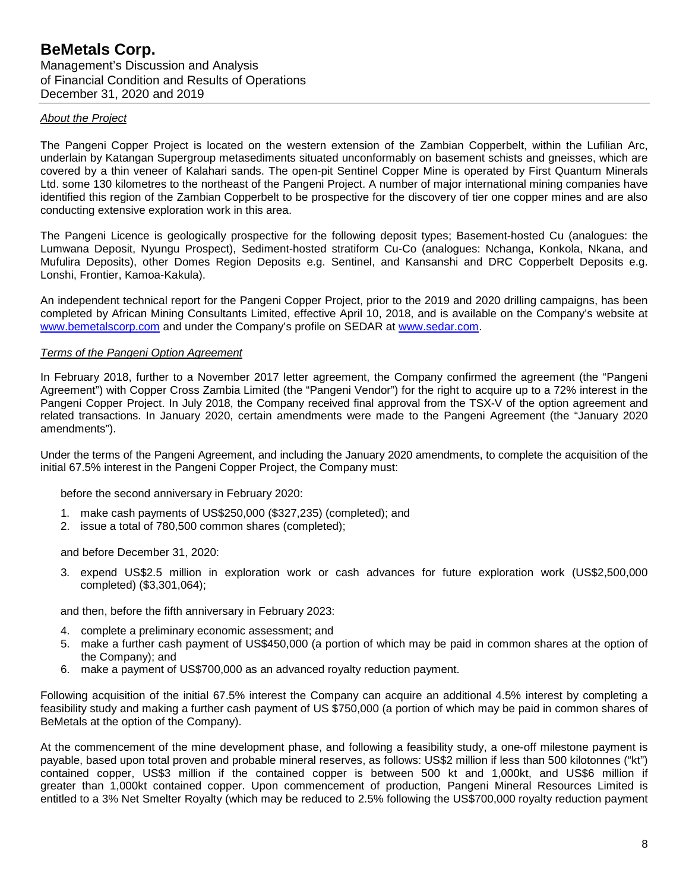*About the Project*

The Pangeni Copper Project is located on the western extension of the Zambian Copperbelt, within the Lufilian Arc, underlain by Katangan Supergroup metasediments situated unconformably on basement schists and gneisses, which are covered by a thin veneer of Kalahari sands. The open-pit Sentinel Copper Mine is operated by First Quantum Minerals Ltd. some 130 kilometres to the northeast of the Pangeni Project. A number of major international mining companies have identified this region of the Zambian Copperbelt to be prospective for the discovery of tier one copper mines and are also conducting extensive exploration work in this area.

The Pangeni Licence is geologically prospective for the following deposit types; Basement-hosted Cu (analogues: the Lumwana Deposit, Nyungu Prospect), Sediment-hosted stratiform Cu-Co (analogues: Nchanga, Konkola, Nkana, and Mufulira Deposits), other Domes Region Deposits e.g. Sentinel, and Kansanshi and DRC Copperbelt Deposits e.g. Lonshi, Frontier, Kamoa-Kakula).

An independent technical report for the Pangeni Copper Project, prior to the 2019 and 2020 drilling campaigns, has been completed by African Mining Consultants Limited, effective April 10, 2018, and is available on the Company's website at www.bemetalscorp.com and under the Company's profile on SEDAR at www.sedar.com.

*Terms of the Pangeni Option Agreement*

In February 2018, further to a November 2017 letter agreement, the Company confirmed the agreement (the "Pangeni Agreement") with Copper Cross Zambia Limited (the "Pangeni Vendor") for the right to acquire up to a 72% interest in the Pangeni Copper Project. In July 2018, the Company received final approval from the TSX-V of the option agreement and related transactions. In January 2020, certain amendments were made to the Pangeni Agreement (the "January 2020 amendments").

Under the terms of the Pangeni Agreement, and including the January 2020 amendments, to complete the acquisition of the initial 67.5% interest in the Pangeni Copper Project, the Company must:

before the second anniversary in February 2020:

1. make cash payments of US$250,000 ($327,235) (completed); and
2. issue a total of 780,500 common shares (completed);

and before December 31, 2020:

3. expend US$2.5 million in exploration work or cash advances for future exploration work (US$2,500,000 completed) ($3,301,064);

and then, before the fifth anniversary in February 2023:

4. complete a preliminary economic assessment; and
5. make a further cash payment of US$450,000 (a portion of which may be paid in common shares at the option of the Company); and
6. make a payment of US$700,000 as an advanced royalty reduction payment.

Following acquisition of the initial 67.5% interest the Company can acquire an additional 4.5% interest by completing a feasibility study and making a further cash payment of US $750,000 (a portion of which may be paid in common shares of BeMetals at the option of the Company).

At the commencement of the mine development phase, and following a feasibility study, a one-off milestone payment is payable, based upon total proven and probable mineral reserves, as follows: US$2 million if less than 500 kilotonnes ("kt") contained copper, US$3 million if the contained copper is between 500 kt and 1,000kt, and US$6 million if greater than 1,000kt contained copper. Upon commencement of production, Pangeni Mineral Resources Limited is entitled to a 3% Net Smelter Royalty (which may be reduced to 2.5% following the US$700,000 royalty reduction payment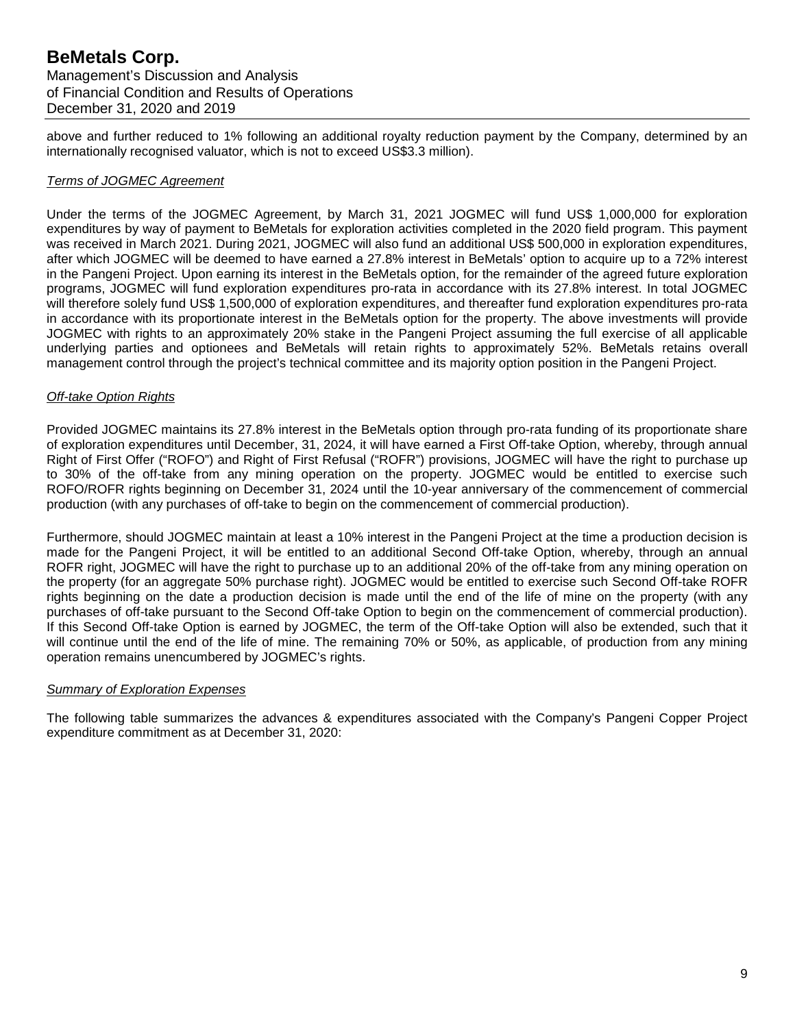above and further reduced to 1% following an additional royalty reduction payment by the Company, determined by an internationally recognised valuator, which is not to exceed US$3.3 million).

### *Terms of JOGMEC Agreement*

Under the terms of the JOGMEC Agreement, by March 31, 2021 JOGMEC will fund US$ 1,000,000 for exploration expenditures by way of payment to BeMetals for exploration activities completed in the 2020 field program. This payment was received in March 2021. During 2021, JOGMEC will also fund an additional US$ 500,000 in exploration expenditures, after which JOGMEC will be deemed to have earned a 27.8% interest in BeMetals' option to acquire up to a 72% interest in the Pangeni Project. Upon earning its interest in the BeMetals option, for the remainder of the agreed future exploration programs, JOGMEC will fund exploration expenditures pro-rata in accordance with its 27.8% interest. In total JOGMEC will therefore solely fund US$ 1,500,000 of exploration expenditures, and thereafter fund exploration expenditures pro-rata in accordance with its proportionate interest in the BeMetals option for the property. The above investments will provide JOGMEC with rights to an approximately 20% stake in the Pangeni Project assuming the full exercise of all applicable underlying parties and optionees and BeMetals will retain rights to approximately 52%. BeMetals retains overall management control through the project's technical committee and its majority option position in the Pangeni Project.

### *Off-take Option Rights*

Provided JOGMEC maintains its 27.8% interest in the BeMetals option through pro-rata funding of its proportionate share of exploration expenditures until December, 31, 2024, it will have earned a First Off-take Option, whereby, through annual Right of First Offer ("ROFO") and Right of First Refusal ("ROFR") provisions, JOGMEC will have the right to purchase up to 30% of the off-take from any mining operation on the property. JOGMEC would be entitled to exercise such ROFO/ROFR rights beginning on December 31, 2024 until the 10-year anniversary of the commencement of commercial production (with any purchases of off-take to begin on the commencement of commercial production).

Furthermore, should JOGMEC maintain at least a 10% interest in the Pangeni Project at the time a production decision is made for the Pangeni Project, it will be entitled to an additional Second Off-take Option, whereby, through an annual ROFR right, JOGMEC will have the right to purchase up to an additional 20% of the off-take from any mining operation on the property (for an aggregate 50% purchase right). JOGMEC would be entitled to exercise such Second Off-take ROFR rights beginning on the date a production decision is made until the end of the life of mine on the property (with any purchases of off-take pursuant to the Second Off-take Option to begin on the commencement of commercial production). If this Second Off-take Option is earned by JOGMEC, the term of the Off-take Option will also be extended, such that it will continue until the end of the life of mine. The remaining 70% or 50%, as applicable, of production from any mining operation remains unencumbered by JOGMEC's rights.

### *Summary of Exploration Expenses*

The following table summarizes the advances & expenditures associated with the Company's Pangeni Copper Project expenditure commitment as at December 31, 2020: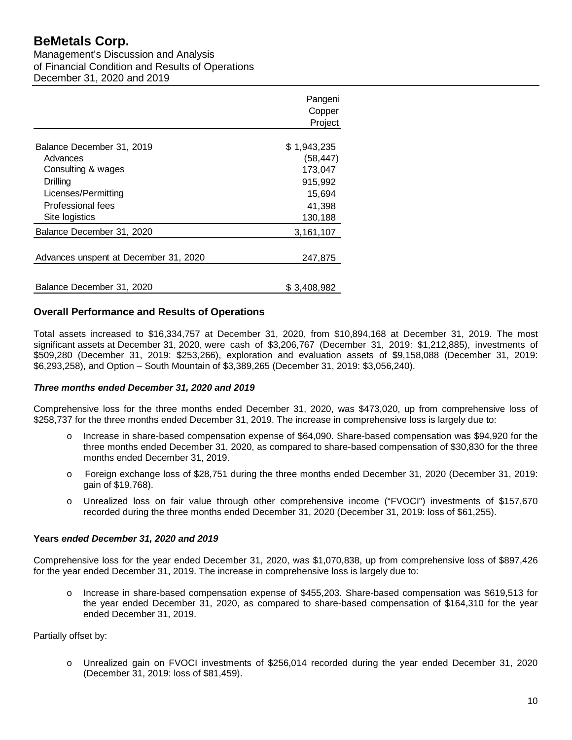| | Pangeni Copper Project |
|---|---|
| Balance December 31, 2019 | $ 1,943,235 |
| Advances | (58,447) |
| Consulting & wages | 173,047 |
| Drilling | 915,992 |
| Licenses/Permitting | 15,694 |
| Professional fees | 41,398 |
| Site logistics | 130,188 |
| Balance December 31, 2020 | 3,161,107 |
| Advances unspent at December 31, 2020 | 247,875 |
| Balance December 31, 2020 | $ 3,408,982 |

## Overall Performance and Results of Operations

Total assets increased to $16,334,757 at December 31, 2020, from $10,894,168 at December 31, 2019. The most significant assets at December 31, 2020, were cash of $3,206,767 (December 31, 2019: $1,212,885), investments of $509,280 (December 31, 2019: $253,266), exploration and evaluation assets of $9,158,088 (December 31, 2019: $6,293,258), and Option – South Mountain of $3,389,265 (December 31, 2019: $3,056,240).

### *Three months ended December 31, 2020 and 2019*

Comprehensive loss for the three months ended December 31, 2020, was $473,020, up from comprehensive loss of $258,737 for the three months ended December 31, 2019. The increase in comprehensive loss is largely due to:

- Increase in share-based compensation expense of $64,090. Share-based compensation was $94,920 for the three months ended December 31, 2020, as compared to share-based compensation of $30,830 for the three months ended December 31, 2019.
- Foreign exchange loss of $28,751 during the three months ended December 31, 2020 (December 31, 2019: gain of $19,768).
- Unrealized loss on fair value through other comprehensive income ("FVOCI") investments of $157,670 recorded during the three months ended December 31, 2020 (December 31, 2019: loss of $61,255).

### **Years** *ended December 31, 2020 and 2019*

Comprehensive loss for the year ended December 31, 2020, was $1,070,838, up from comprehensive loss of $897,426 for the year ended December 31, 2019. The increase in comprehensive loss is largely due to:

- Increase in share-based compensation expense of $455,203. Share-based compensation was $619,513 for the year ended December 31, 2020, as compared to share-based compensation of $164,310 for the year ended December 31, 2019.

Partially offset by:

- Unrealized gain on FVOCI investments of $256,014 recorded during the year ended December 31, 2020 (December 31, 2019: loss of $81,459).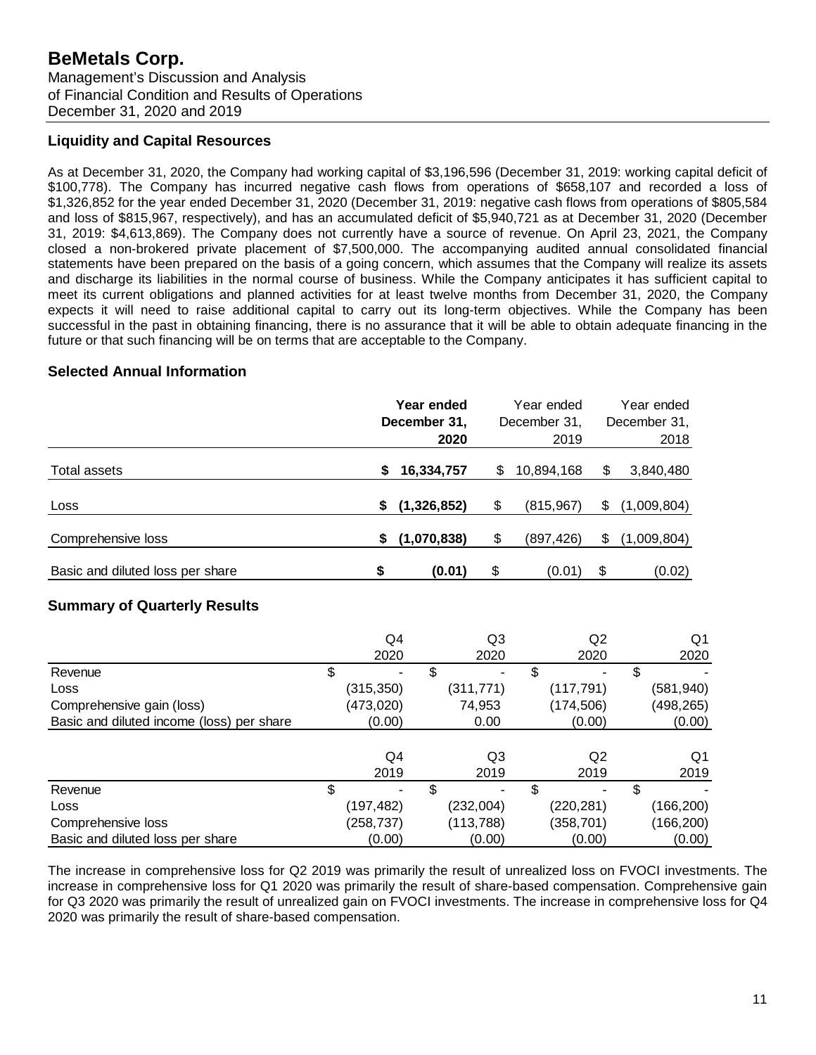## Liquidity and Capital Resources

As at December 31, 2020, the Company had working capital of $3,196,596 (December 31, 2019: working capital deficit of $100,778). The Company has incurred negative cash flows from operations of $658,107 and recorded a loss of $1,326,852 for the year ended December 31, 2020 (December 31, 2019: negative cash flows from operations of $805,584 and loss of $815,967, respectively), and has an accumulated deficit of $5,940,721 as at December 31, 2020 (December 31, 2019: $4,613,869). The Company does not currently have a source of revenue. On April 23, 2021, the Company closed a non-brokered private placement of $7,500,000. The accompanying audited annual consolidated financial statements have been prepared on the basis of a going concern, which assumes that the Company will realize its assets and discharge its liabilities in the normal course of business. While the Company anticipates it has sufficient capital to meet its current obligations and planned activities for at least twelve months from December 31, 2020, the Company expects it will need to raise additional capital to carry out its long-term objectives. While the Company has been successful in the past in obtaining financing, there is no assurance that it will be able to obtain adequate financing in the future or that such financing will be on terms that are acceptable to the Company.

## Selected Annual Information

| | **Year ended December 31, 2020** | Year ended December 31, 2019 | Year ended December 31, 2018 |
|---|---|---|---|
| Total assets | **$ 16,334,757** | $ 10,894,168 | $ 3,840,480 |
| Loss | **$ (1,326,852)** | $ (815,967) | $ (1,009,804) |
| Comprehensive loss | **$ (1,070,838)** | $ (897,426) | $ (1,009,804) |
| Basic and diluted loss per share | **$ (0.01)** | $ (0.01) | $ (0.02) |

## Summary of Quarterly Results

| | Q4 2020 | Q3 2020 | Q2 2020 | Q1 2020 |
|---|---|---|---|---|
| Revenue | $ - | $ - | $ - | $ - |
| Loss | (315,350) | (311,771) | (117,791) | (581,940) |
| Comprehensive gain (loss) | (473,020) | 74,953 | (174,506) | (498,265) |
| Basic and diluted income (loss) per share | (0.00) | 0.00 | (0.00) | (0.00) |

| | Q4 2019 | Q3 2019 | Q2 2019 | Q1 2019 |
|---|---|---|---|---|
| Revenue | $ - | $ - | $ - | $ - |
| Loss | (197,482) | (232,004) | (220,281) | (166,200) |
| Comprehensive loss | (258,737) | (113,788) | (358,701) | (166,200) |
| Basic and diluted loss per share | (0.00) | (0.00) | (0.00) | (0.00) |

The increase in comprehensive loss for Q2 2019 was primarily the result of unrealized loss on FVOCI investments. The increase in comprehensive loss for Q1 2020 was primarily the result of share-based compensation. Comprehensive gain for Q3 2020 was primarily the result of unrealized gain on FVOCI investments. The increase in comprehensive loss for Q4 2020 was primarily the result of share-based compensation.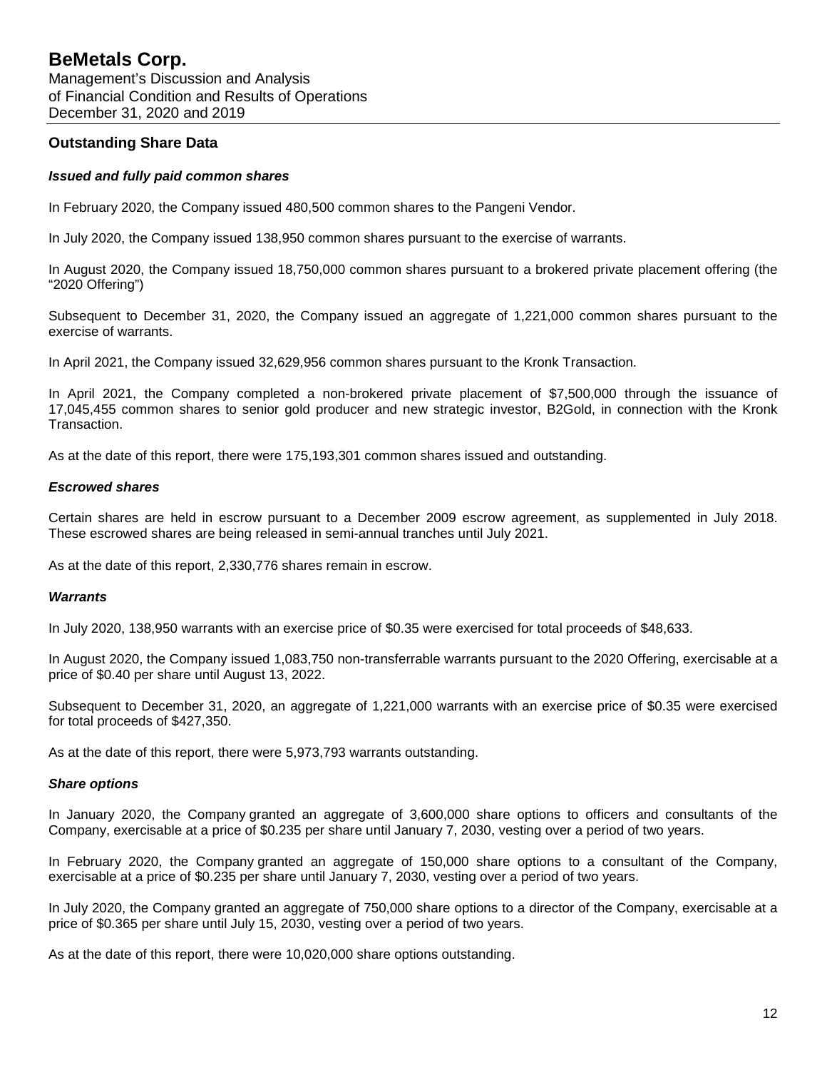## Outstanding Share Data

### *Issued and fully paid common shares*

In February 2020, the Company issued 480,500 common shares to the Pangeni Vendor.

In July 2020, the Company issued 138,950 common shares pursuant to the exercise of warrants.

In August 2020, the Company issued 18,750,000 common shares pursuant to a brokered private placement offering (the "2020 Offering")

Subsequent to December 31, 2020, the Company issued an aggregate of 1,221,000 common shares pursuant to the exercise of warrants.

In April 2021, the Company issued 32,629,956 common shares pursuant to the Kronk Transaction.

In April 2021, the Company completed a non-brokered private placement of $7,500,000 through the issuance of 17,045,455 common shares to senior gold producer and new strategic investor, B2Gold, in connection with the Kronk Transaction.

As at the date of this report, there were 175,193,301 common shares issued and outstanding.

### *Escrowed shares*

Certain shares are held in escrow pursuant to a December 2009 escrow agreement, as supplemented in July 2018. These escrowed shares are being released in semi-annual tranches until July 2021.

As at the date of this report, 2,330,776 shares remain in escrow.

### *Warrants*

In July 2020, 138,950 warrants with an exercise price of $0.35 were exercised for total proceeds of $48,633.

In August 2020, the Company issued 1,083,750 non-transferrable warrants pursuant to the 2020 Offering, exercisable at a price of $0.40 per share until August 13, 2022.

Subsequent to December 31, 2020, an aggregate of 1,221,000 warrants with an exercise price of $0.35 were exercised for total proceeds of $427,350.

As at the date of this report, there were 5,973,793 warrants outstanding.

### *Share options*

In January 2020, the Company granted an aggregate of 3,600,000 share options to officers and consultants of the Company, exercisable at a price of $0.235 per share until January 7, 2030, vesting over a period of two years.

In February 2020, the Company granted an aggregate of 150,000 share options to a consultant of the Company, exercisable at a price of $0.235 per share until January 7, 2030, vesting over a period of two years.

In July 2020, the Company granted an aggregate of 750,000 share options to a director of the Company, exercisable at a price of $0.365 per share until July 15, 2030, vesting over a period of two years.

As at the date of this report, there were 10,020,000 share options outstanding.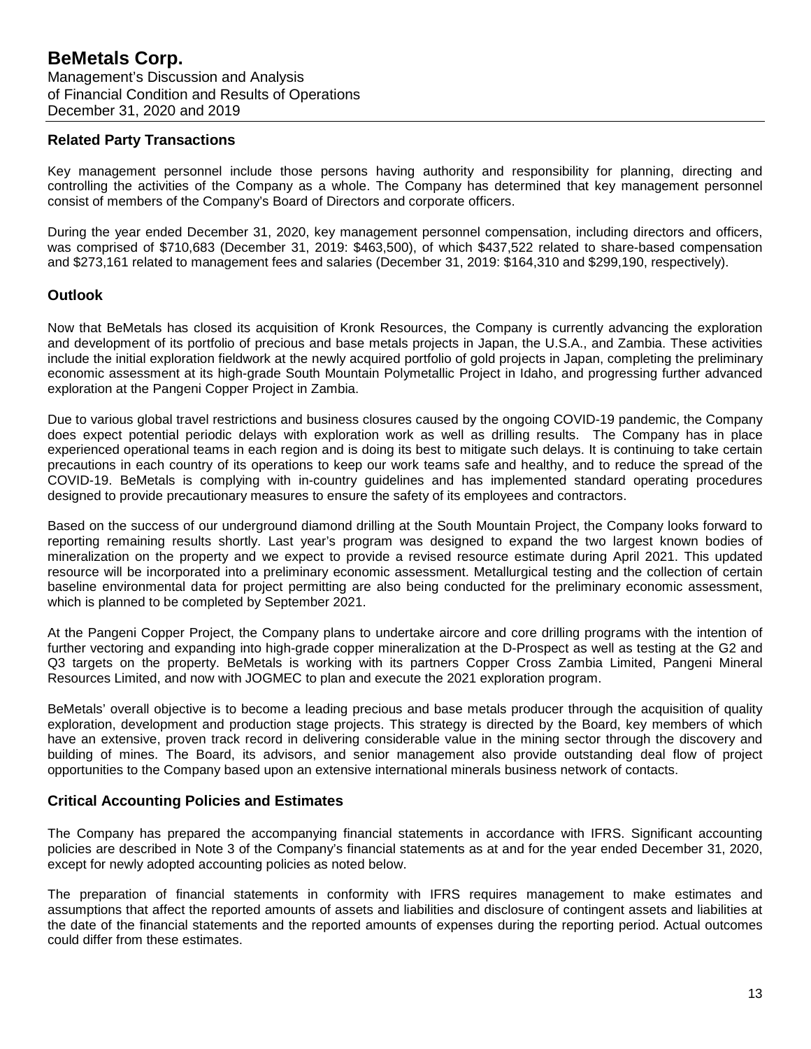## Related Party Transactions

Key management personnel include those persons having authority and responsibility for planning, directing and controlling the activities of the Company as a whole. The Company has determined that key management personnel consist of members of the Company's Board of Directors and corporate officers.

During the year ended December 31, 2020, key management personnel compensation, including directors and officers, was comprised of $710,683 (December 31, 2019: $463,500), of which $437,522 related to share-based compensation and $273,161 related to management fees and salaries (December 31, 2019: $164,310 and $299,190, respectively).

## Outlook

Now that BeMetals has closed its acquisition of Kronk Resources, the Company is currently advancing the exploration and development of its portfolio of precious and base metals projects in Japan, the U.S.A., and Zambia. These activities include the initial exploration fieldwork at the newly acquired portfolio of gold projects in Japan, completing the preliminary economic assessment at its high-grade South Mountain Polymetallic Project in Idaho, and progressing further advanced exploration at the Pangeni Copper Project in Zambia.

Due to various global travel restrictions and business closures caused by the ongoing COVID-19 pandemic, the Company does expect potential periodic delays with exploration work as well as drilling results. The Company has in place experienced operational teams in each region and is doing its best to mitigate such delays. It is continuing to take certain precautions in each country of its operations to keep our work teams safe and healthy, and to reduce the spread of the COVID-19. BeMetals is complying with in-country guidelines and has implemented standard operating procedures designed to provide precautionary measures to ensure the safety of its employees and contractors.

Based on the success of our underground diamond drilling at the South Mountain Project, the Company looks forward to reporting remaining results shortly. Last year's program was designed to expand the two largest known bodies of mineralization on the property and we expect to provide a revised resource estimate during April 2021. This updated resource will be incorporated into a preliminary economic assessment. Metallurgical testing and the collection of certain baseline environmental data for project permitting are also being conducted for the preliminary economic assessment, which is planned to be completed by September 2021.

At the Pangeni Copper Project, the Company plans to undertake aircore and core drilling programs with the intention of further vectoring and expanding into high-grade copper mineralization at the D-Prospect as well as testing at the G2 and Q3 targets on the property. BeMetals is working with its partners Copper Cross Zambia Limited, Pangeni Mineral Resources Limited, and now with JOGMEC to plan and execute the 2021 exploration program.

BeMetals' overall objective is to become a leading precious and base metals producer through the acquisition of quality exploration, development and production stage projects. This strategy is directed by the Board, key members of which have an extensive, proven track record in delivering considerable value in the mining sector through the discovery and building of mines. The Board, its advisors, and senior management also provide outstanding deal flow of project opportunities to the Company based upon an extensive international minerals business network of contacts.

## Critical Accounting Policies and Estimates

The Company has prepared the accompanying financial statements in accordance with IFRS. Significant accounting policies are described in Note 3 of the Company's financial statements as at and for the year ended December 31, 2020, except for newly adopted accounting policies as noted below.

The preparation of financial statements in conformity with IFRS requires management to make estimates and assumptions that affect the reported amounts of assets and liabilities and disclosure of contingent assets and liabilities at the date of the financial statements and the reported amounts of expenses during the reporting period. Actual outcomes could differ from these estimates.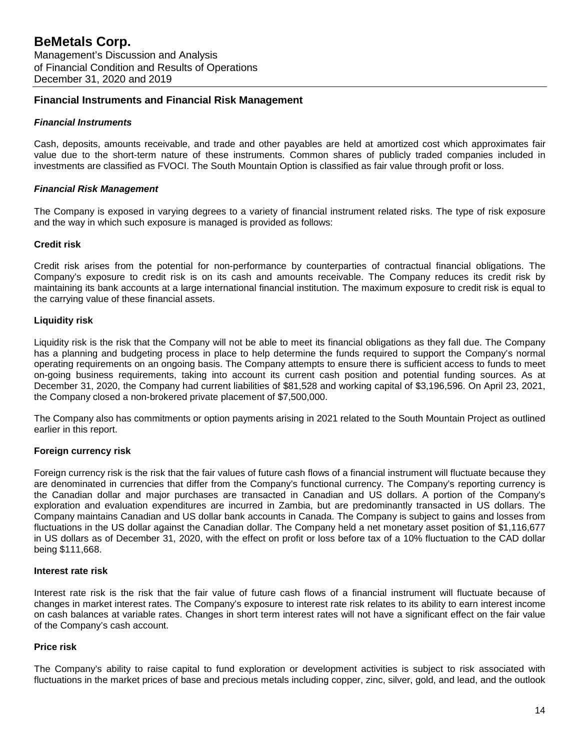## Financial Instruments and Financial Risk Management

### *Financial Instruments*

Cash, deposits, amounts receivable, and trade and other payables are held at amortized cost which approximates fair value due to the short-term nature of these instruments. Common shares of publicly traded companies included in investments are classified as FVOCI. The South Mountain Option is classified as fair value through profit or loss.

### *Financial Risk Management*

The Company is exposed in varying degrees to a variety of financial instrument related risks. The type of risk exposure and the way in which such exposure is managed is provided as follows:

#### Credit risk

Credit risk arises from the potential for non-performance by counterparties of contractual financial obligations. The Company's exposure to credit risk is on its cash and amounts receivable. The Company reduces its credit risk by maintaining its bank accounts at a large international financial institution. The maximum exposure to credit risk is equal to the carrying value of these financial assets.

#### Liquidity risk

Liquidity risk is the risk that the Company will not be able to meet its financial obligations as they fall due. The Company has a planning and budgeting process in place to help determine the funds required to support the Company's normal operating requirements on an ongoing basis. The Company attempts to ensure there is sufficient access to funds to meet on-going business requirements, taking into account its current cash position and potential funding sources. As at December 31, 2020, the Company had current liabilities of $81,528 and working capital of $3,196,596. On April 23, 2021, the Company closed a non-brokered private placement of $7,500,000.

The Company also has commitments or option payments arising in 2021 related to the South Mountain Project as outlined earlier in this report.

#### Foreign currency risk

Foreign currency risk is the risk that the fair values of future cash flows of a financial instrument will fluctuate because they are denominated in currencies that differ from the Company's functional currency. The Company's reporting currency is the Canadian dollar and major purchases are transacted in Canadian and US dollars. A portion of the Company's exploration and evaluation expenditures are incurred in Zambia, but are predominantly transacted in US dollars. The Company maintains Canadian and US dollar bank accounts in Canada. The Company is subject to gains and losses from fluctuations in the US dollar against the Canadian dollar. The Company held a net monetary asset position of $1,116,677 in US dollars as of December 31, 2020, with the effect on profit or loss before tax of a 10% fluctuation to the CAD dollar being $111,668.

#### Interest rate risk

Interest rate risk is the risk that the fair value of future cash flows of a financial instrument will fluctuate because of changes in market interest rates. The Company's exposure to interest rate risk relates to its ability to earn interest income on cash balances at variable rates. Changes in short term interest rates will not have a significant effect on the fair value of the Company's cash account.

#### Price risk

The Company's ability to raise capital to fund exploration or development activities is subject to risk associated with fluctuations in the market prices of base and precious metals including copper, zinc, silver, gold, and lead, and the outlook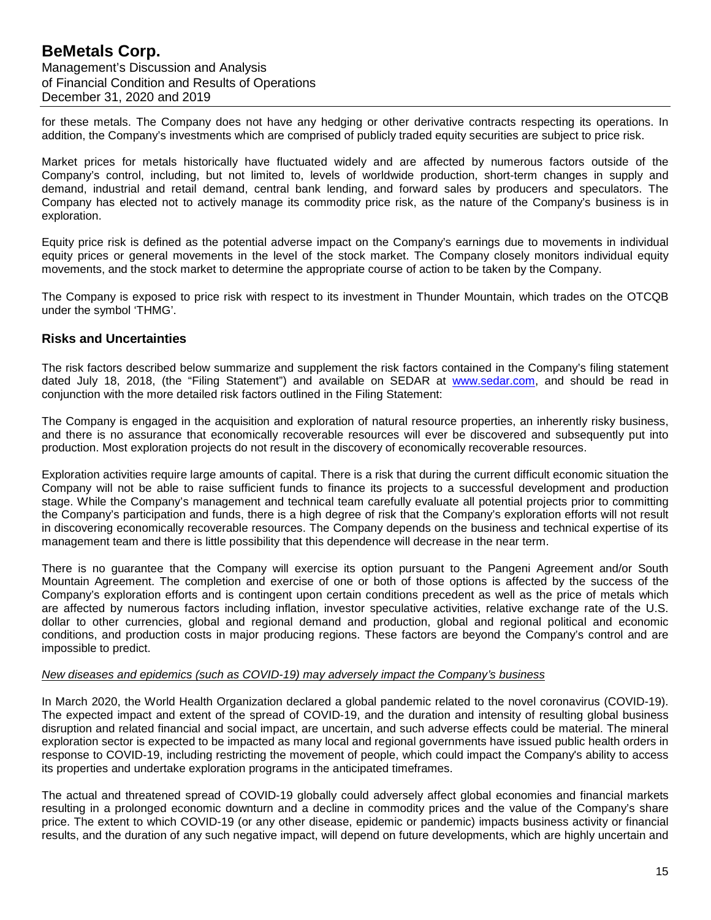for these metals. The Company does not have any hedging or other derivative contracts respecting its operations. In addition, the Company's investments which are comprised of publicly traded equity securities are subject to price risk.

Market prices for metals historically have fluctuated widely and are affected by numerous factors outside of the Company's control, including, but not limited to, levels of worldwide production, short-term changes in supply and demand, industrial and retail demand, central bank lending, and forward sales by producers and speculators. The Company has elected not to actively manage its commodity price risk, as the nature of the Company's business is in exploration.

Equity price risk is defined as the potential adverse impact on the Company's earnings due to movements in individual equity prices or general movements in the level of the stock market. The Company closely monitors individual equity movements, and the stock market to determine the appropriate course of action to be taken by the Company.

The Company is exposed to price risk with respect to its investment in Thunder Mountain, which trades on the OTCQB under the symbol 'THMG'.

## Risks and Uncertainties

The risk factors described below summarize and supplement the risk factors contained in the Company's filing statement dated July 18, 2018, (the "Filing Statement") and available on SEDAR at www.sedar.com, and should be read in conjunction with the more detailed risk factors outlined in the Filing Statement:

The Company is engaged in the acquisition and exploration of natural resource properties, an inherently risky business, and there is no assurance that economically recoverable resources will ever be discovered and subsequently put into production. Most exploration projects do not result in the discovery of economically recoverable resources.

Exploration activities require large amounts of capital. There is a risk that during the current difficult economic situation the Company will not be able to raise sufficient funds to finance its projects to a successful development and production stage. While the Company's management and technical team carefully evaluate all potential projects prior to committing the Company's participation and funds, there is a high degree of risk that the Company's exploration efforts will not result in discovering economically recoverable resources. The Company depends on the business and technical expertise of its management team and there is little possibility that this dependence will decrease in the near term.

There is no guarantee that the Company will exercise its option pursuant to the Pangeni Agreement and/or South Mountain Agreement. The completion and exercise of one or both of those options is affected by the success of the Company's exploration efforts and is contingent upon certain conditions precedent as well as the price of metals which are affected by numerous factors including inflation, investor speculative activities, relative exchange rate of the U.S. dollar to other currencies, global and regional demand and production, global and regional political and economic conditions, and production costs in major producing regions. These factors are beyond the Company's control and are impossible to predict.

*New diseases and epidemics (such as COVID-19) may adversely impact the Company's business*

In March 2020, the World Health Organization declared a global pandemic related to the novel coronavirus (COVID-19). The expected impact and extent of the spread of COVID-19, and the duration and intensity of resulting global business disruption and related financial and social impact, are uncertain, and such adverse effects could be material. The mineral exploration sector is expected to be impacted as many local and regional governments have issued public health orders in response to COVID-19, including restricting the movement of people, which could impact the Company's ability to access its properties and undertake exploration programs in the anticipated timeframes.

The actual and threatened spread of COVID-19 globally could adversely affect global economies and financial markets resulting in a prolonged economic downturn and a decline in commodity prices and the value of the Company's share price. The extent to which COVID-19 (or any other disease, epidemic or pandemic) impacts business activity or financial results, and the duration of any such negative impact, will depend on future developments, which are highly uncertain and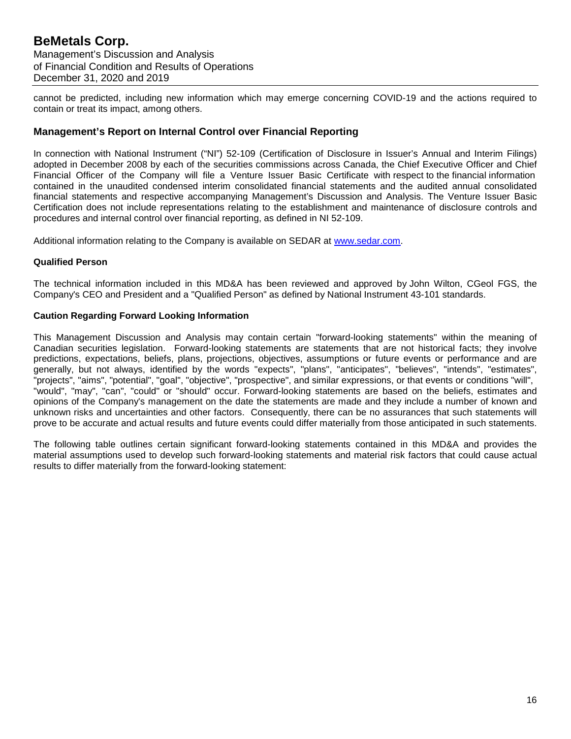cannot be predicted, including new information which may emerge concerning COVID-19 and the actions required to contain or treat its impact, among others.

## Management's Report on Internal Control over Financial Reporting

In connection with National Instrument ("NI") 52-109 (Certification of Disclosure in Issuer's Annual and Interim Filings) adopted in December 2008 by each of the securities commissions across Canada, the Chief Executive Officer and Chief Financial Officer of the Company will file a Venture Issuer Basic Certificate with respect to the financial information contained in the unaudited condensed interim consolidated financial statements and the audited annual consolidated financial statements and respective accompanying Management's Discussion and Analysis. The Venture Issuer Basic Certification does not include representations relating to the establishment and maintenance of disclosure controls and procedures and internal control over financial reporting, as defined in NI 52-109.

Additional information relating to the Company is available on SEDAR at [www.sedar.com](http://www.sedar.com).

**Qualified Person**

The technical information included in this MD&A has been reviewed and approved by John Wilton, CGeol FGS, the Company's CEO and President and a "Qualified Person" as defined by National Instrument 43-101 standards.

**Caution Regarding Forward Looking Information**

This Management Discussion and Analysis may contain certain "forward-looking statements" within the meaning of Canadian securities legislation. Forward-looking statements are statements that are not historical facts; they involve predictions, expectations, beliefs, plans, projections, objectives, assumptions or future events or performance and are generally, but not always, identified by the words "expects", "plans", "anticipates", "believes", "intends", "estimates", "projects", "aims", "potential", "goal", "objective", "prospective", and similar expressions, or that events or conditions "will", "would", "may", "can", "could" or "should" occur. Forward-looking statements are based on the beliefs, estimates and opinions of the Company's management on the date the statements are made and they include a number of known and unknown risks and uncertainties and other factors. Consequently, there can be no assurances that such statements will prove to be accurate and actual results and future events could differ materially from those anticipated in such statements.

The following table outlines certain significant forward-looking statements contained in this MD&A and provides the material assumptions used to develop such forward-looking statements and material risk factors that could cause actual results to differ materially from the forward-looking statement: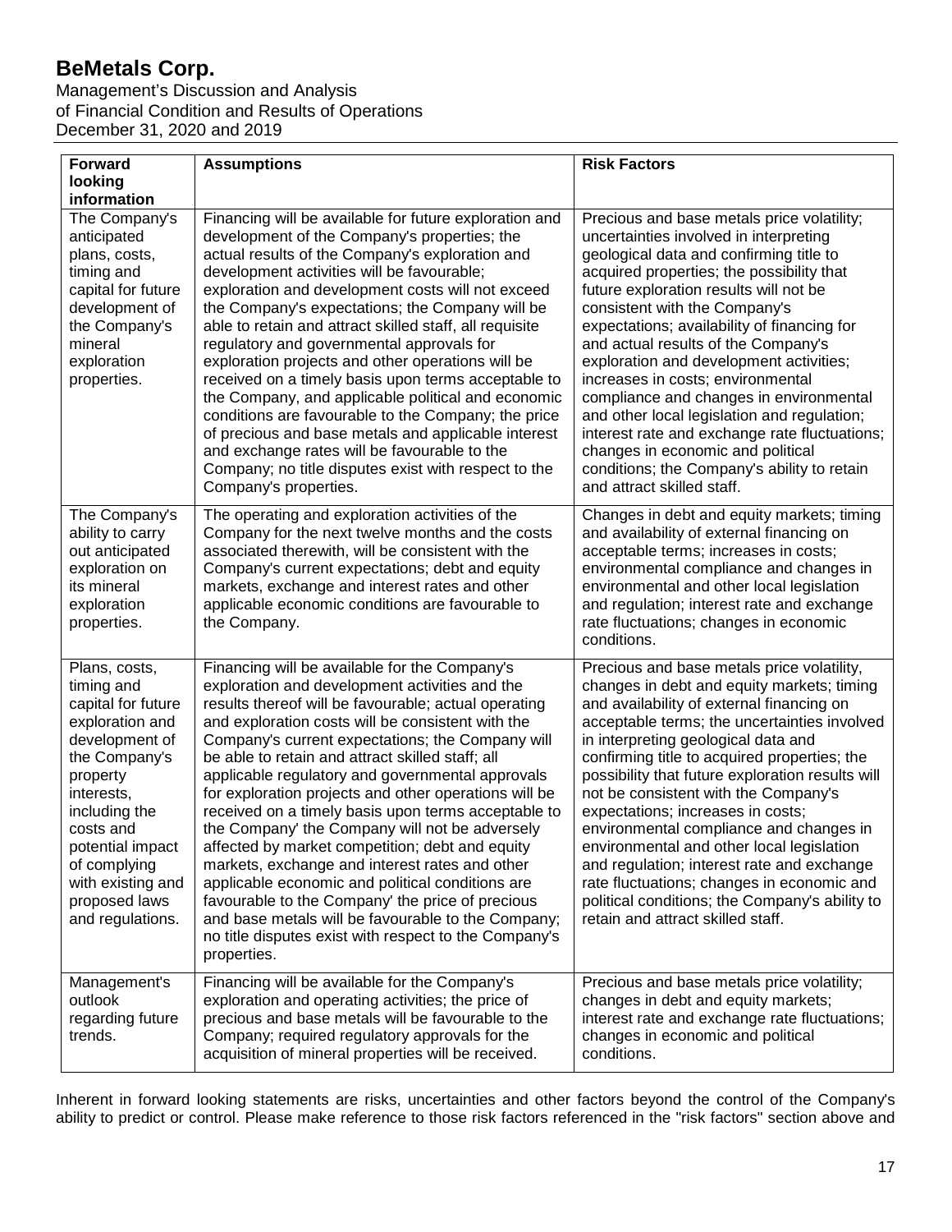| Forward looking information | Assumptions | Risk Factors |
|---|---|---|
| The Company's anticipated plans, costs, timing and capital for future development of the Company's mineral exploration properties. | Financing will be available for future exploration and development of the Company's properties; the actual results of the Company's exploration and development activities will be favourable; exploration and development costs will not exceed the Company's expectations; the Company will be able to retain and attract skilled staff, all requisite regulatory and governmental approvals for exploration projects and other operations will be received on a timely basis upon terms acceptable to the Company, and applicable political and economic conditions are favourable to the Company; the price of precious and base metals and applicable interest and exchange rates will be favourable to the Company; no title disputes exist with respect to the Company's properties. | Precious and base metals price volatility; uncertainties involved in interpreting geological data and confirming title to acquired properties; the possibility that future exploration results will not be consistent with the Company's expectations; availability of financing for and actual results of the Company's exploration and development activities; increases in costs; environmental compliance and changes in environmental and other local legislation and regulation; interest rate and exchange rate fluctuations; changes in economic and political conditions; the Company's ability to retain and attract skilled staff. |
| The Company's ability to carry out anticipated exploration on its mineral exploration properties. | The operating and exploration activities of the Company for the next twelve months and the costs associated therewith, will be consistent with the Company's current expectations; debt and equity markets, exchange and interest rates and other applicable economic conditions are favourable to the Company. | Changes in debt and equity markets; timing and availability of external financing on acceptable terms; increases in costs; environmental compliance and changes in environmental and other local legislation and regulation; interest rate and exchange rate fluctuations; changes in economic conditions. |
| Plans, costs, timing and capital for future exploration and development of the Company's property interests, including the costs and potential impact of complying with existing and proposed laws and regulations. | Financing will be available for the Company's exploration and development activities and the results thereof will be favourable; actual operating and exploration costs will be consistent with the Company's current expectations; the Company will be able to retain and attract skilled staff; all applicable regulatory and governmental approvals for exploration projects and other operations will be received on a timely basis upon terms acceptable to the Company' the Company will not be adversely affected by market competition; debt and equity markets, exchange and interest rates and other applicable economic and political conditions are favourable to the Company' the price of precious and base metals will be favourable to the Company; no title disputes exist with respect to the Company's properties. | Precious and base metals price volatility, changes in debt and equity markets; timing and availability of external financing on acceptable terms; the uncertainties involved in interpreting geological data and confirming title to acquired properties; the possibility that future exploration results will not be consistent with the Company's expectations; increases in costs; environmental compliance and changes in environmental and other local legislation and regulation; interest rate and exchange rate fluctuations; changes in economic and political conditions; the Company's ability to retain and attract skilled staff. |
| Management's outlook regarding future trends. | Financing will be available for the Company's exploration and operating activities; the price of precious and base metals will be favourable to the Company; required regulatory approvals for the acquisition of mineral properties will be received. | Precious and base metals price volatility; changes in debt and equity markets; interest rate and exchange rate fluctuations; changes in economic and political conditions. |

Inherent in forward looking statements are risks, uncertainties and other factors beyond the control of the Company's ability to predict or control. Please make reference to those risk factors referenced in the "risk factors" section above and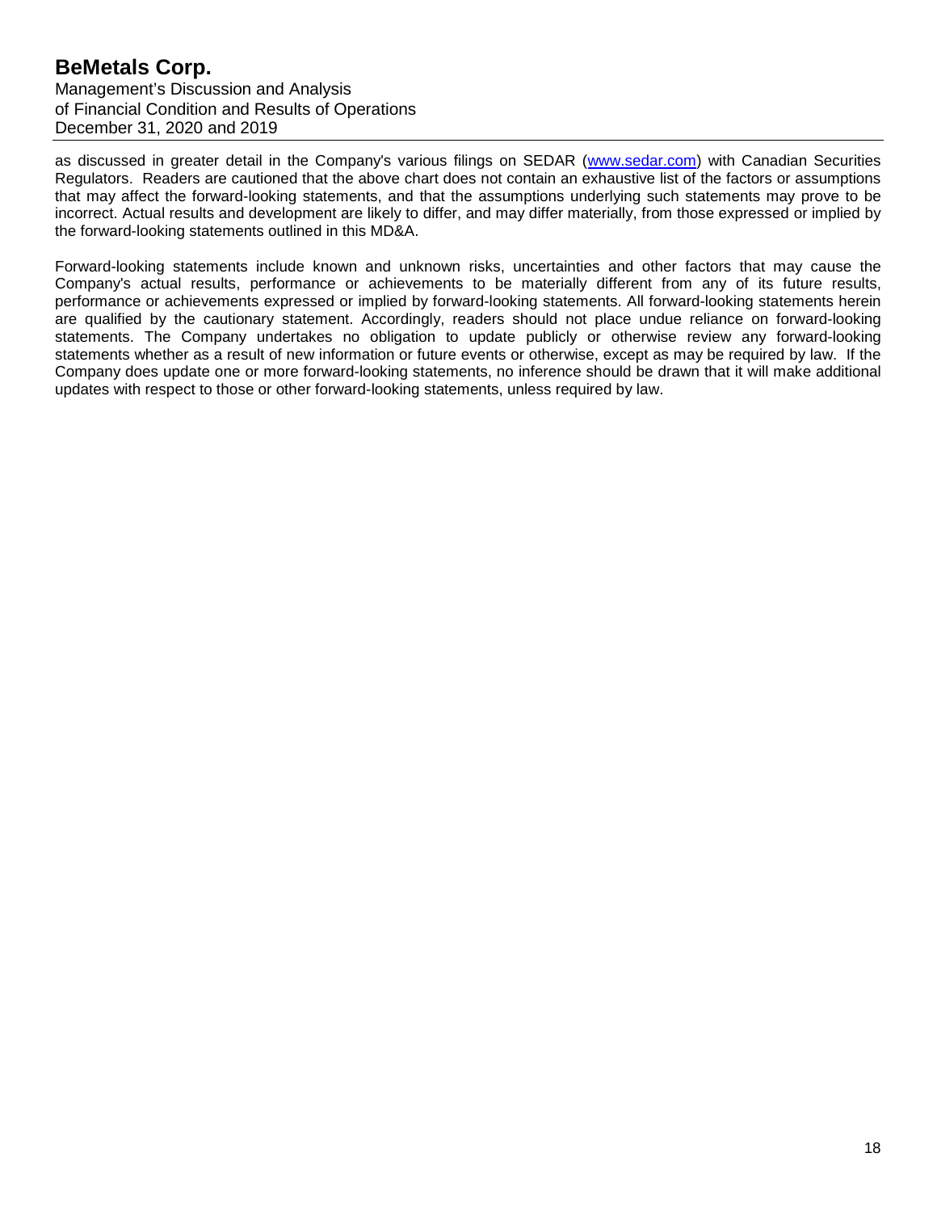as discussed in greater detail in the Company's various filings on SEDAR (www.sedar.com) with Canadian Securities Regulators. Readers are cautioned that the above chart does not contain an exhaustive list of the factors or assumptions that may affect the forward-looking statements, and that the assumptions underlying such statements may prove to be incorrect. Actual results and development are likely to differ, and may differ materially, from those expressed or implied by the forward-looking statements outlined in this MD&A.

Forward-looking statements include known and unknown risks, uncertainties and other factors that may cause the Company's actual results, performance or achievements to be materially different from any of its future results, performance or achievements expressed or implied by forward-looking statements. All forward-looking statements herein are qualified by the cautionary statement. Accordingly, readers should not place undue reliance on forward-looking statements. The Company undertakes no obligation to update publicly or otherwise review any forward-looking statements whether as a result of new information or future events or otherwise, except as may be required by law. If the Company does update one or more forward-looking statements, no inference should be drawn that it will make additional updates with respect to those or other forward-looking statements, unless required by law.